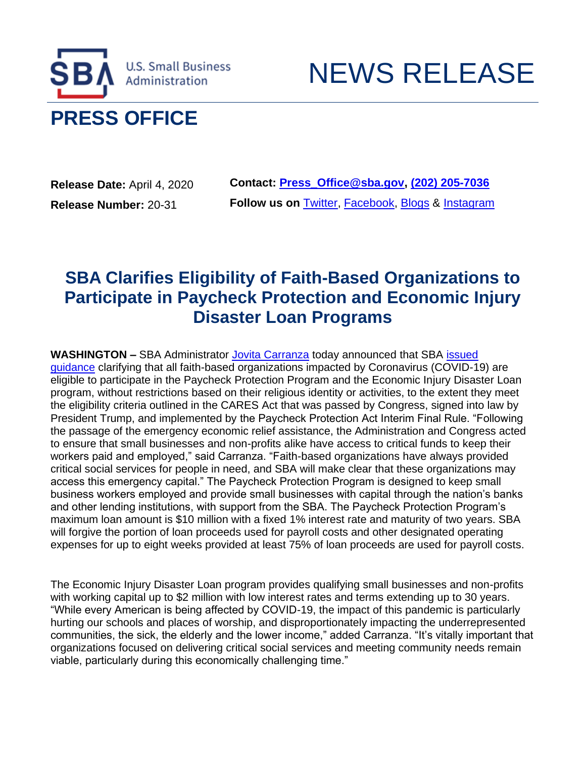U.S. Small Business Administration

# NEWS RELEASE

## PRESS OFFICE

**Release Date:** April 4, 2020
**Release Number:** 20-31

**Contact: Press_Office@sba.gov, (202) 205-7036**
**Follow us on** Twitter, Facebook, Blogs & Instagram

# SBA Clarifies Eligibility of Faith-Based Organizations to Participate in Paycheck Protection and Economic Injury Disaster Loan Programs

**WASHINGTON –** SBA Administrator Jovita Carranza today announced that SBA issued guidance clarifying that all faith-based organizations impacted by Coronavirus (COVID-19) are eligible to participate in the Paycheck Protection Program and the Economic Injury Disaster Loan program, without restrictions based on their religious identity or activities, to the extent they meet the eligibility criteria outlined in the CARES Act that was passed by Congress, signed into law by President Trump, and implemented by the Paycheck Protection Act Interim Final Rule. "Following the passage of the emergency economic relief assistance, the Administration and Congress acted to ensure that small businesses and non-profits alike have access to critical funds to keep their workers paid and employed," said Carranza. "Faith-based organizations have always provided critical social services for people in need, and SBA will make clear that these organizations may access this emergency capital." The Paycheck Protection Program is designed to keep small business workers employed and provide small businesses with capital through the nation's banks and other lending institutions, with support from the SBA. The Paycheck Protection Program's maximum loan amount is $10 million with a fixed 1% interest rate and maturity of two years. SBA will forgive the portion of loan proceeds used for payroll costs and other designated operating expenses for up to eight weeks provided at least 75% of loan proceeds are used for payroll costs.

The Economic Injury Disaster Loan program provides qualifying small businesses and non-profits with working capital up to $2 million with low interest rates and terms extending up to 30 years. "While every American is being affected by COVID-19, the impact of this pandemic is particularly hurting our schools and places of worship, and disproportionately impacting the underrepresented communities, the sick, the elderly and the lower income," added Carranza. "It's vitally important that organizations focused on delivering critical social services and meeting community needs remain viable, particularly during this economically challenging time."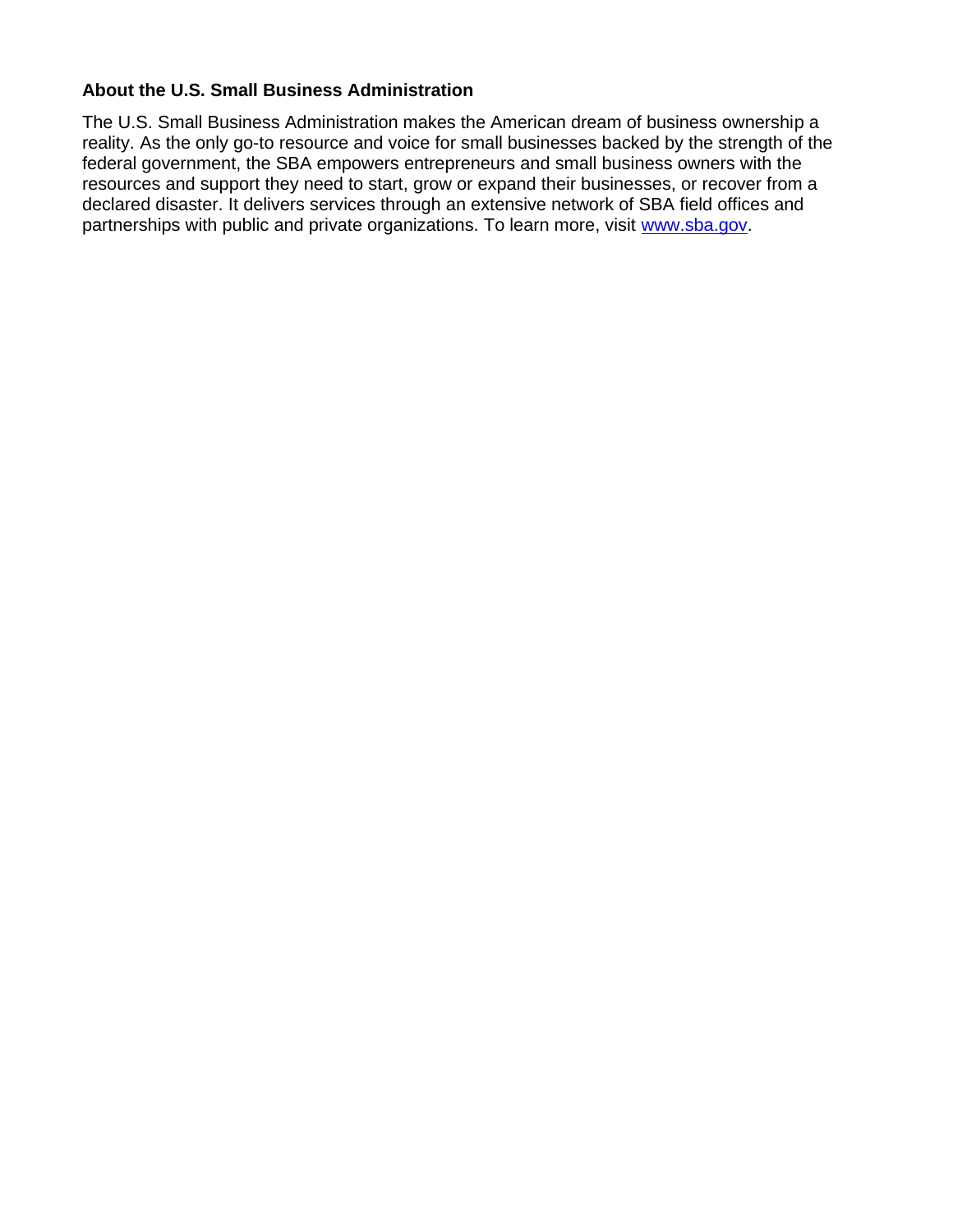**About the U.S. Small Business Administration**

The U.S. Small Business Administration makes the American dream of business ownership a reality. As the only go-to resource and voice for small businesses backed by the strength of the federal government, the SBA empowers entrepreneurs and small business owners with the resources and support they need to start, grow or expand their businesses, or recover from a declared disaster. It delivers services through an extensive network of SBA field offices and partnerships with public and private organizations. To learn more, visit [www.sba.gov](http://www.sba.gov).